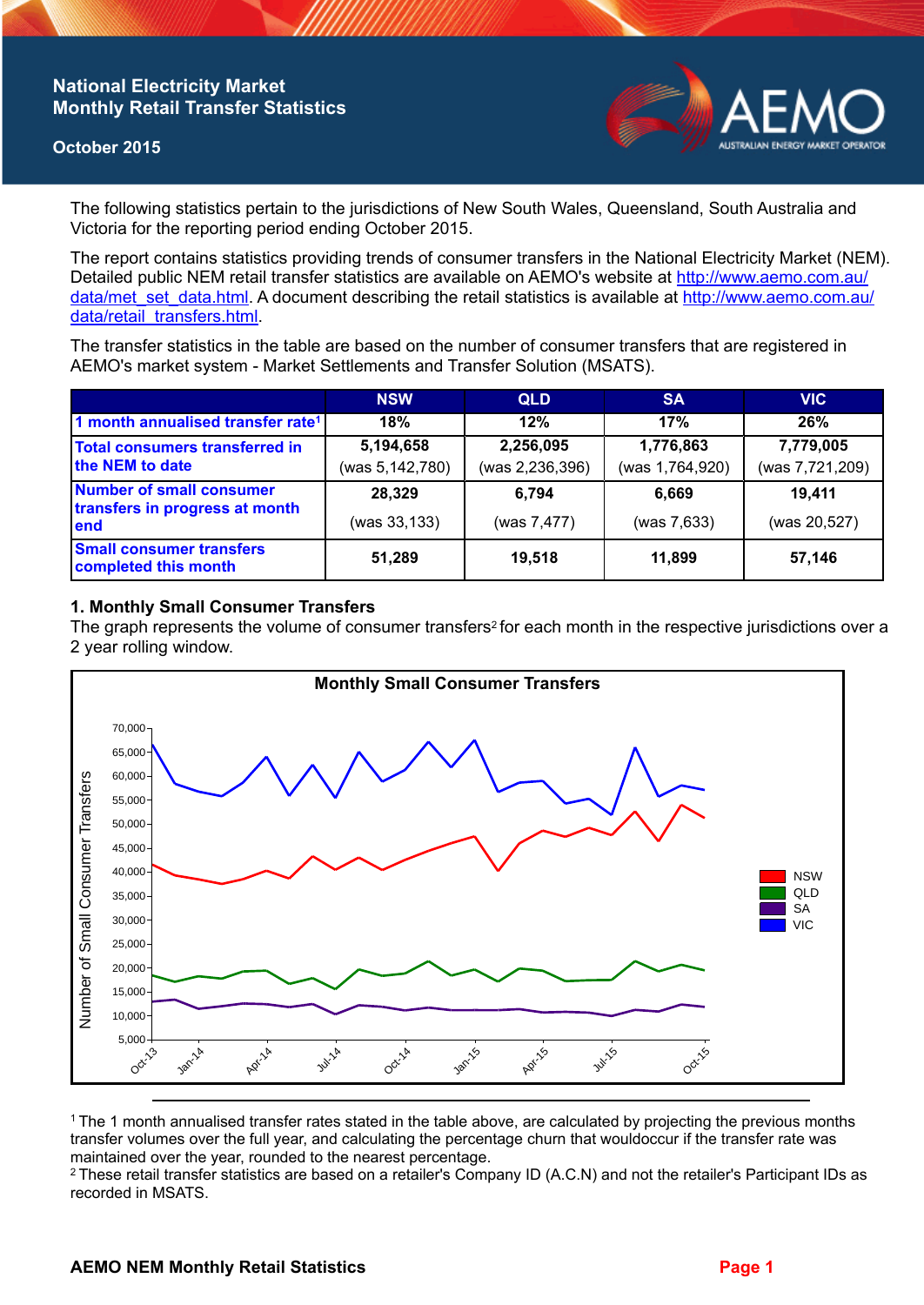# National Electricity Market
# Monthly Retail Transfer Statistics

**October 2015**

The following statistics pertain to the jurisdictions of New South Wales, Queensland, South Australia and Victoria for the reporting period ending October 2015.

The report contains statistics providing trends of consumer transfers in the National Electricity Market (NEM). Detailed public NEM retail transfer statistics are available on AEMO's website at http://www.aemo.com.au/data/met_set_data.html. A document describing the retail statistics is available at http://www.aemo.com.au/data/retail_transfers.html.

The transfer statistics in the table are based on the number of consumer transfers that are registered in AEMO's market system - Market Settlements and Transfer Solution (MSATS).

| | NSW | QLD | SA | VIC |
|---|---|---|---|---|
| 1 month annualised transfer rate[1] | 18% | 12% | 17% | 26% |
| Total consumers transferred in the NEM to date | 5,194,658 (was 5,142,780) | 2,256,095 (was 2,236,396) | 1,776,863 (was 1,764,920) | 7,779,005 (was 7,721,209) |
| Number of small consumer transfers in progress at month end | 28,329 (was 33,133) | 6,794 (was 7,477) | 6,669 (was 7,633) | 19,411 (was 20,527) |
| Small consumer transfers completed this month | 51,289 | 19,518 | 11,899 | 57,146 |

## 1. Monthly Small Consumer Transfers

The graph represents the volume of consumer transfers[2] for each month in the respective jurisdictions over a 2 year rolling window.

**Monthly Small Consumer Transfers**

[1] The 1 month annualised transfer rates stated in the table above, are calculated by projecting the previous months transfer volumes over the full year, and calculating the percentage churn that wouldoccur if the transfer rate was maintained over the year, rounded to the nearest percentage.

[2] These retail transfer statistics are based on a retailer's Company ID (A.C.N) and not the retailer's Participant IDs as recorded in MSATS.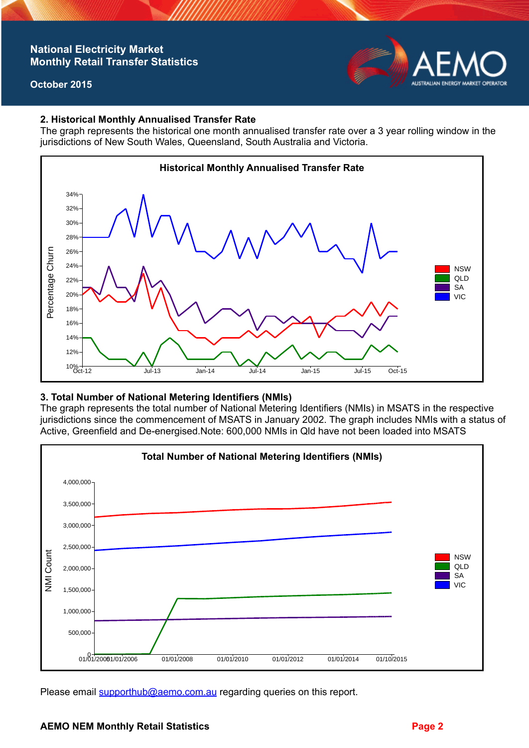National Electricity Market
Monthly Retail Transfer Statistics

October 2015

## 2. Historical Monthly Annualised Transfer Rate

The graph represents the historical one month annualised transfer rate over a 3 year rolling window in the jurisdictions of New South Wales, Queensland, South Australia and Victoria.

Historical Monthly Annualised Transfer Rate

Percentage Churn

34%
32%
30%
28%
26%
24%
22%
20%
18%
16%
14%
12%
10%

Oct-12 Jul-13 Jan-14 Jul-14 Jan-15 Jul-15 Oct-15

NSW
QLD
SA
VIC

## 3. Total Number of National Metering Identifiers (NMIs)

The graph represents the total number of National Metering Identifiers (NMIs) in MSATS in the respective jurisdictions since the commencement of MSATS in January 2002. The graph includes NMIs with a status of Active, Greenfield and De-energised.Note: 600,000 NMIs in Qld have not been loaded into MSATS

Total Number of National Metering Identifiers (NMIs)

NMI Count

4,000,000
3,500,000
3,000,000
2,500,000
2,000,000
1,500,000
1,000,000
500,000
0

01/01/2006 01/01/2006 01/01/2008 01/01/2010 01/01/2012 01/01/2014 01/10/2015

NSW
QLD
SA
VIC

Please email supporthub@aemo.com.au regarding queries on this report.